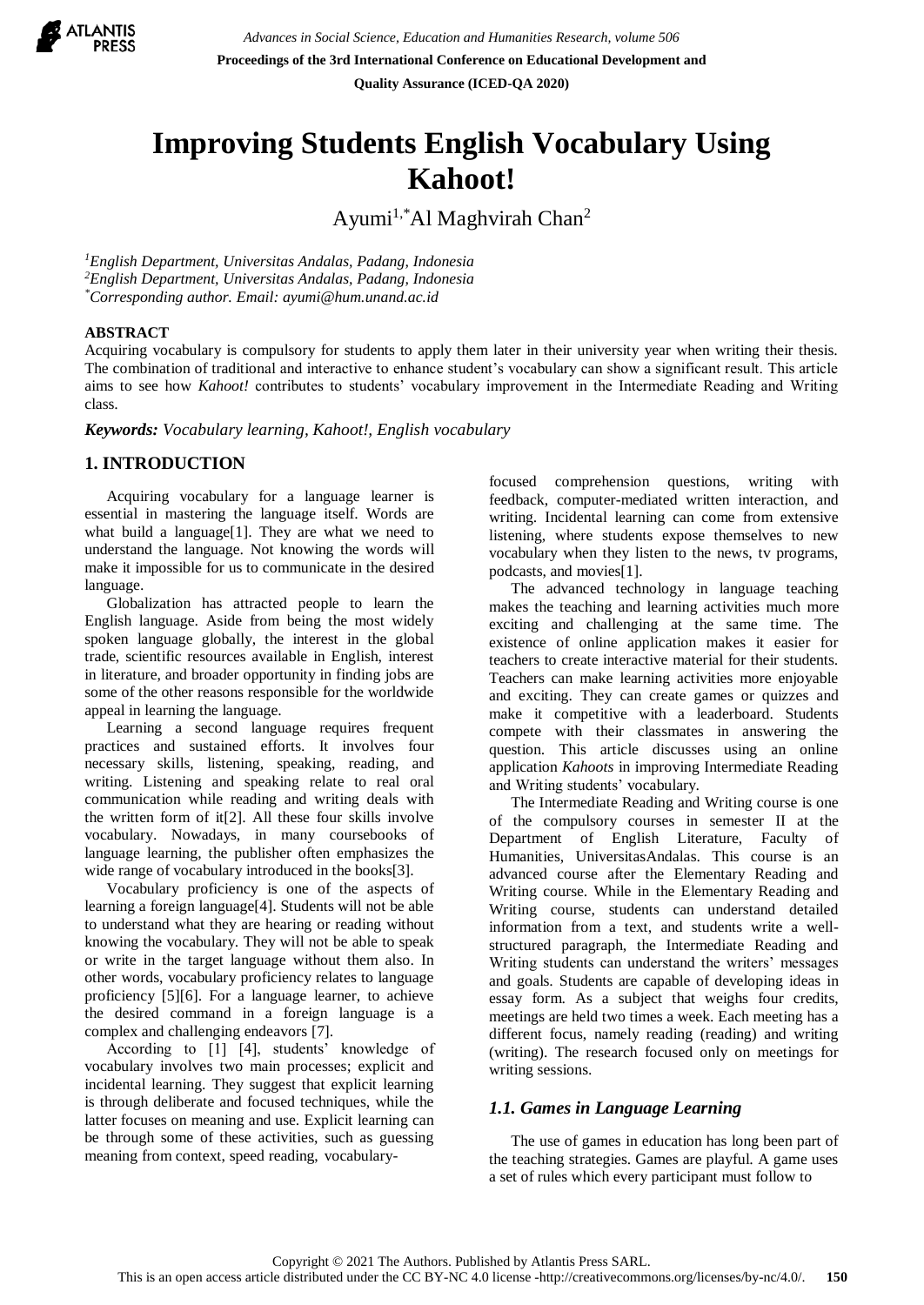# Improving Students English Vocabulary Using Kahoot!

Ayumi[1,*] Al Maghvirah Chan[2]

[1]*English Department, Universitas Andalas, Padang, Indonesia*
[2]*English Department, Universitas Andalas, Padang, Indonesia*
[*]*Corresponding author. Email: ayumi@hum.unand.ac.id*

**ABSTRACT**

Acquiring vocabulary is compulsory for students to apply them later in their university year when writing their thesis. The combination of traditional and interactive to enhance student's vocabulary can show a significant result. This article aims to see how *Kahoot!* contributes to students' vocabulary improvement in the Intermediate Reading and Writing class.

***Keywords:*** *Vocabulary learning, Kahoot!, English vocabulary*

## 1. INTRODUCTION

Acquiring vocabulary for a language learner is essential in mastering the language itself. Words are what build a language[1]. They are what we need to understand the language. Not knowing the words will make it impossible for us to communicate in the desired language.

Globalization has attracted people to learn the English language. Aside from being the most widely spoken language globally, the interest in the global trade, scientific resources available in English, interest in literature, and broader opportunity in finding jobs are some of the other reasons responsible for the worldwide appeal in learning the language.

Learning a second language requires frequent practices and sustained efforts. It involves four necessary skills, listening, speaking, reading, and writing. Listening and speaking relate to real oral communication while reading and writing deals with the written form of it[2]. All these four skills involve vocabulary. Nowadays, in many coursebooks of language learning, the publisher often emphasizes the wide range of vocabulary introduced in the books[3].

Vocabulary proficiency is one of the aspects of learning a foreign language[4]. Students will not be able to understand what they are hearing or reading without knowing the vocabulary. They will not be able to speak or write in the target language without them also. In other words, vocabulary proficiency relates to language proficiency [5][6]. For a language learner, to achieve the desired command in a foreign language is a complex and challenging endeavors [7].

According to [1] [4], students' knowledge of vocabulary involves two main processes; explicit and incidental learning. They suggest that explicit learning is through deliberate and focused techniques, while the latter focuses on meaning and use. Explicit learning can be through some of these activities, such as guessing meaning from context, speed reading, vocabulary-focused comprehension questions, writing with feedback, computer-mediated written interaction, and writing. Incidental learning can come from extensive listening, where students expose themselves to new vocabulary when they listen to the news, tv programs, podcasts, and movies[1].

The advanced technology in language teaching makes the teaching and learning activities much more exciting and challenging at the same time. The existence of online application makes it easier for teachers to create interactive material for their students. Teachers can make learning activities more enjoyable and exciting. They can create games or quizzes and make it competitive with a leaderboard. Students compete with their classmates in answering the question. This article discusses using an online application *Kahoots* in improving Intermediate Reading and Writing students' vocabulary.

The Intermediate Reading and Writing course is one of the compulsory courses in semester II at the Department of English Literature, Faculty of Humanities, UniversitasAndalas. This course is an advanced course after the Elementary Reading and Writing course. While in the Elementary Reading and Writing course, students can understand detailed information from a text, and students write a well-structured paragraph, the Intermediate Reading and Writing students can understand the writers' messages and goals. Students are capable of developing ideas in essay form. As a subject that weighs four credits, meetings are held two times a week. Each meeting has a different focus, namely reading (reading) and writing (writing). The research focused only on meetings for writing sessions.

### *1.1. Games in Language Learning*

The use of games in education has long been part of the teaching strategies. Games are playful. A game uses a set of rules which every participant must follow to

Copyright © 2021 The Authors. Published by Atlantis Press SARL.
This is an open access article distributed under the CC BY-NC 4.0 license -http://creativecommons.org/licenses/by-nc/4.0/.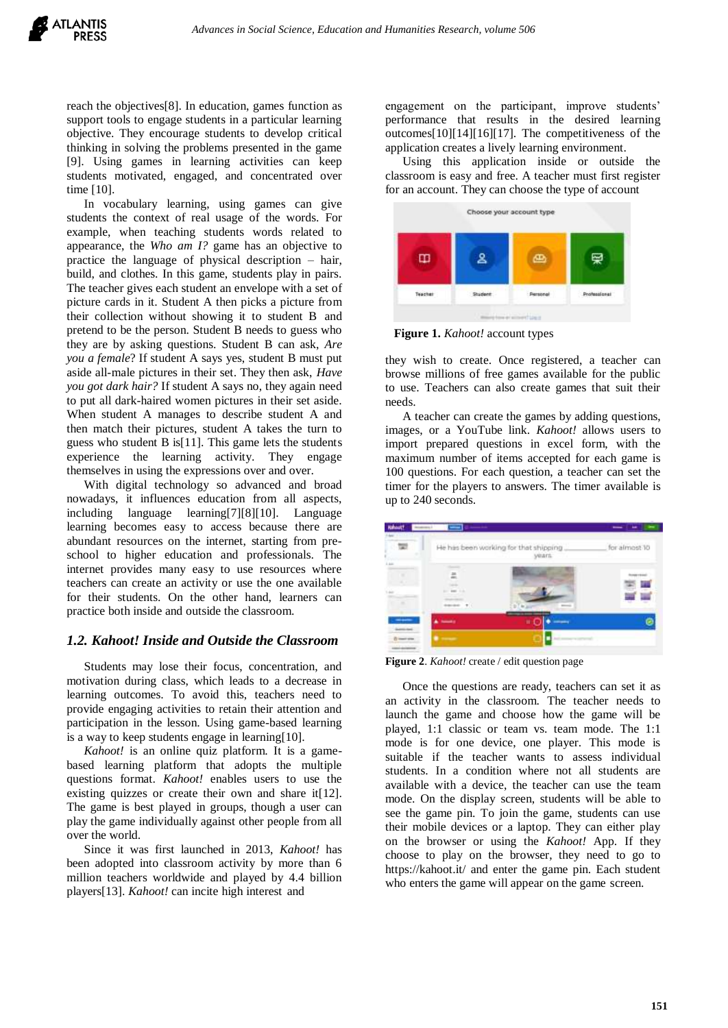reach the objectives[8]. In education, games function as support tools to engage students in a particular learning objective. They encourage students to develop critical thinking in solving the problems presented in the game [9]. Using games in learning activities can keep students motivated, engaged, and concentrated over time [10].

In vocabulary learning, using games can give students the context of real usage of the words. For example, when teaching students words related to appearance, the *Who am I?* game has an objective to practice the language of physical description – hair, build, and clothes. In this game, students play in pairs. The teacher gives each student an envelope with a set of picture cards in it. Student A then picks a picture from their collection without showing it to student B and pretend to be the person. Student B needs to guess who they are by asking questions. Student B can ask, *Are you a female*? If student A says yes, student B must put aside all-male pictures in their set. They then ask, *Have you got dark hair?* If student A says no, they again need to put all dark-haired women pictures in their set aside. When student A manages to describe student A and then match their pictures, student A takes the turn to guess who student B is[11]. This game lets the students experience the learning activity. They engage themselves in using the expressions over and over.

With digital technology so advanced and broad nowadays, it influences education from all aspects, including language learning[7][8][10]. Language learning becomes easy to access because there are abundant resources on the internet, starting from pre-school to higher education and professionals. The internet provides many easy to use resources where teachers can create an activity or use the one available for their students. On the other hand, learners can practice both inside and outside the classroom.

### *1.2. Kahoot! Inside and Outside the Classroom*

Students may lose their focus, concentration, and motivation during class, which leads to a decrease in learning outcomes. To avoid this, teachers need to provide engaging activities to retain their attention and participation in the lesson. Using game-based learning is a way to keep students engage in learning[10].

*Kahoot!* is an online quiz platform. It is a game-based learning platform that adopts the multiple questions format. *Kahoot!* enables users to use the existing quizzes or create their own and share it[12]. The game is best played in groups, though a user can play the game individually against other people from all over the world.

Since it was first launched in 2013, *Kahoot!* has been adopted into classroom activity by more than 6 million teachers worldwide and played by 4.4 billion players[13]. *Kahoot!* can incite high interest and engagement on the participant, improve students' performance that results in the desired learning outcomes[10][14][16][17]. The competitiveness of the application creates a lively learning environment.

Using this application inside or outside the classroom is easy and free. A teacher must first register for an account. They can choose the type of account

**Figure 1.** *Kahoot!* account types

they wish to create. Once registered, a teacher can browse millions of free games available for the public to use. Teachers can also create games that suit their needs.

A teacher can create the games by adding questions, images, or a YouTube link. *Kahoot!* allows users to import prepared questions in excel form, with the maximum number of items accepted for each game is 100 questions. For each question, a teacher can set the timer for the players to answers. The timer available is up to 240 seconds.

**Figure 2**. *Kahoot!* create / edit question page

Once the questions are ready, teachers can set it as an activity in the classroom. The teacher needs to launch the game and choose how the game will be played, 1:1 classic or team vs. team mode. The 1:1 mode is for one device, one player. This mode is suitable if the teacher wants to assess individual students. In a condition where not all students are available with a device, the teacher can use the team mode. On the display screen, students will be able to see the game pin. To join the game, students can use their mobile devices or a laptop. They can either play on the browser or using the *Kahoot!* App. If they choose to play on the browser, they need to go to https://kahoot.it/ and enter the game pin. Each student who enters the game will appear on the game screen.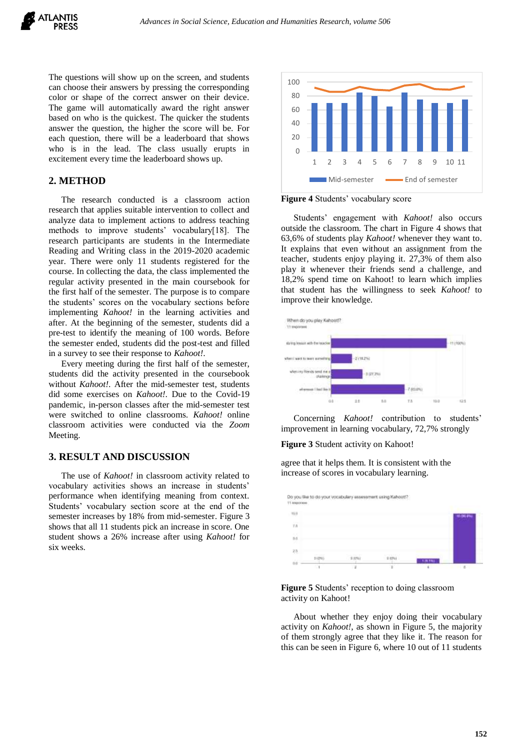The questions will show up on the screen, and students can choose their answers by pressing the corresponding color or shape of the correct answer on their device. The game will automatically award the right answer based on who is the quickest. The quicker the students answer the question, the higher the score will be. For each question, there will be a leaderboard that shows who is in the lead. The class usually erupts in excitement every time the leaderboard shows up.

## 2. METHOD

The research conducted is a classroom action research that applies suitable intervention to collect and analyze data to implement actions to address teaching methods to improve students' vocabulary[18]. The research participants are students in the Intermediate Reading and Writing class in the 2019-2020 academic year. There were only 11 students registered for the course. In collecting the data, the class implemented the regular activity presented in the main coursebook for the first half of the semester. The purpose is to compare the students' scores on the vocabulary sections before implementing *Kahoot!* in the learning activities and after. At the beginning of the semester, students did a pre-test to identify the meaning of 100 words. Before the semester ended, students did the post-test and filled in a survey to see their response to *Kahoot!*.

Every meeting during the first half of the semester, students did the activity presented in the coursebook without *Kahoot!*. After the mid-semester test, students did some exercises on *Kahoot!*. Due to the Covid-19 pandemic, in-person classes after the mid-semester test were switched to online classrooms. *Kahoot!* online classroom activities were conducted via the *Zoom* Meeting.

## 3. RESULT AND DISCUSSION

The use of *Kahoot!* in classroom activity related to vocabulary activities shows an increase in students' performance when identifying meaning from context. Students' vocabulary section score at the end of the semester increases by 18% from mid-semester. Figure 3 shows that all 11 students pick an increase in score. One student shows a 26% increase after using *Kahoot!* for six weeks.

**Figure 4** Students' vocabulary score

Students' engagement with *Kahoot!* also occurs outside the classroom. The chart in Figure 4 shows that 63,6% of students play *Kahoot!* whenever they want to. It explains that even without an assignment from the teacher, students enjoy playing it. 27,3% of them also play it whenever their friends send a challenge, and 18,2% spend time on Kahoot! to learn which implies that student has the willingness to seek *Kahoot!* to improve their knowledge.

**Figure 3** Student activity on Kahoot!

Concerning *Kahoot!* contribution to students' improvement in learning vocabulary, 72,7% strongly agree that it helps them. It is consistent with the increase of scores in vocabulary learning.

**Figure 5** Students' reception to doing classroom activity on Kahoot!

About whether they enjoy doing their vocabulary activity on *Kahoot!*, as shown in Figure 5, the majority of them strongly agree that they like it. The reason for this can be seen in Figure 6, where 10 out of 11 students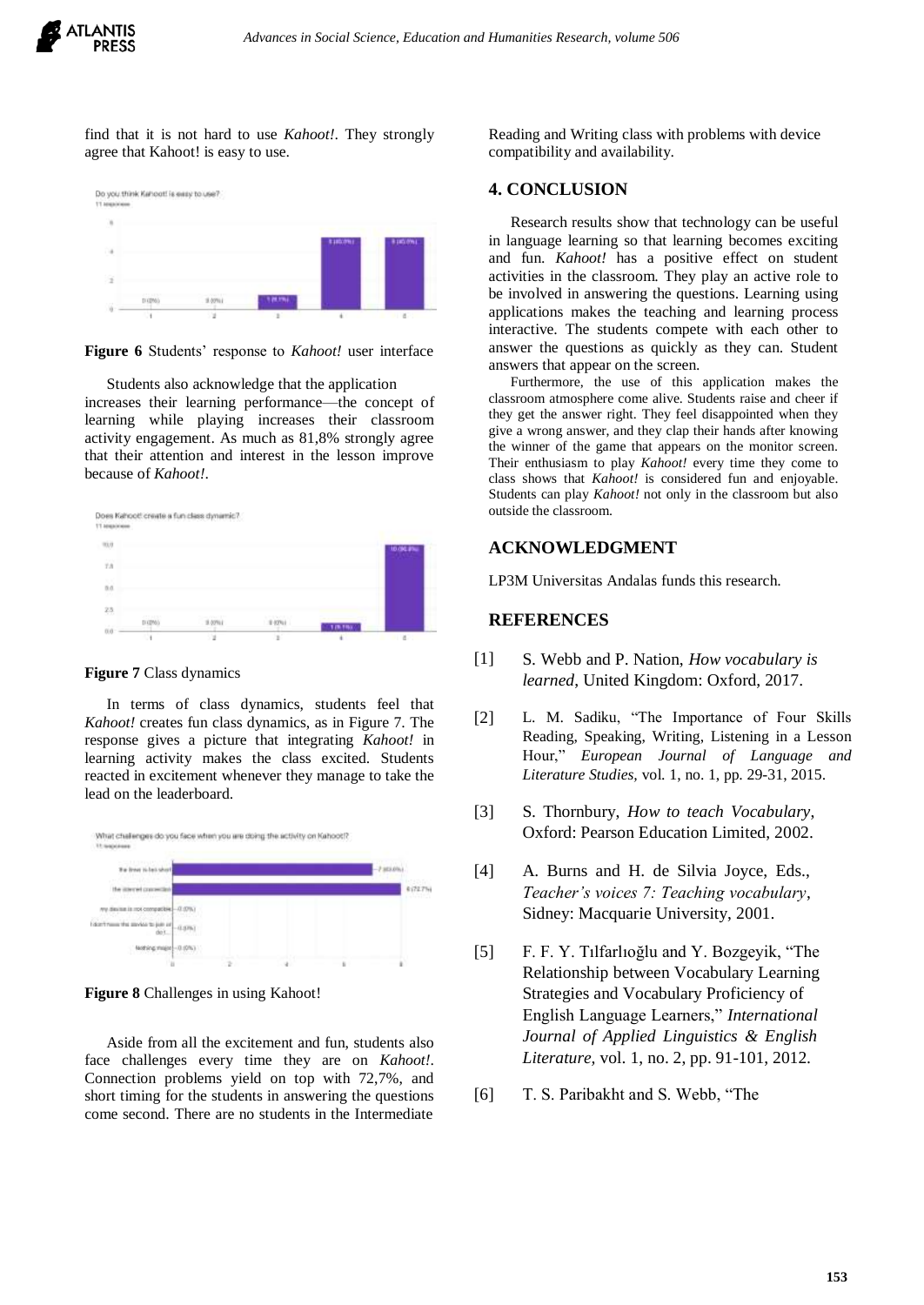find that it is not hard to use *Kahoot!*. They strongly agree that Kahoot! is easy to use.

**Figure 6** Students' response to *Kahoot!* user interface

Students also acknowledge that the application increases their learning performance—the concept of learning while playing increases their classroom activity engagement. As much as 81,8% strongly agree that their attention and interest in the lesson improve because of *Kahoot!*.

**Figure 7** Class dynamics

In terms of class dynamics, students feel that *Kahoot!* creates fun class dynamics, as in Figure 7. The response gives a picture that integrating *Kahoot!* in learning activity makes the class excited. Students reacted in excitement whenever they manage to take the lead on the leaderboard.

**Figure 8** Challenges in using Kahoot!

Aside from all the excitement and fun, students also face challenges every time they are on *Kahoot!*. Connection problems yield on top with 72,7%, and short timing for the students in answering the questions come second. There are no students in the Intermediate Reading and Writing class with problems with device compatibility and availability.

## 4. CONCLUSION

Research results show that technology can be useful in language learning so that learning becomes exciting and fun. *Kahoot!* has a positive effect on student activities in the classroom. They play an active role to be involved in answering the questions. Learning using applications makes the teaching and learning process interactive. The students compete with each other to answer the questions as quickly as they can. Student answers that appear on the screen.

Furthermore, the use of this application makes the classroom atmosphere come alive. Students raise and cheer if they get the answer right. They feel disappointed when they give a wrong answer, and they clap their hands after knowing the winner of the game that appears on the monitor screen. Their enthusiasm to play *Kahoot!* every time they come to class shows that *Kahoot!* is considered fun and enjoyable. Students can play *Kahoot!* not only in the classroom but also outside the classroom.

## ACKNOWLEDGMENT

LP3M Universitas Andalas funds this research.

## REFERENCES

[1] S. Webb and P. Nation, *How vocabulary is learned*, United Kingdom: Oxford, 2017.

[2] L. M. Sadiku, "The Importance of Four Skills Reading, Speaking, Writing, Listening in a Lesson Hour," *European Journal of Language and Literature Studies*, vol. 1, no. 1, pp. 29-31, 2015.

[3] S. Thornbury, *How to teach Vocabulary*, Oxford: Pearson Education Limited, 2002.

[4] A. Burns and H. de Silvia Joyce, Eds., *Teacher's voices 7: Teaching vocabulary*, Sidney: Macquarie University, 2001.

[5] F. F. Y. Tılfarlıoğlu and Y. Bozgeyik, "The Relationship between Vocabulary Learning Strategies and Vocabulary Proficiency of English Language Learners," *International Journal of Applied Linguistics & English Literature*, vol. 1, no. 2, pp. 91-101, 2012.

[6] T. S. Paribakht and S. Webb, "The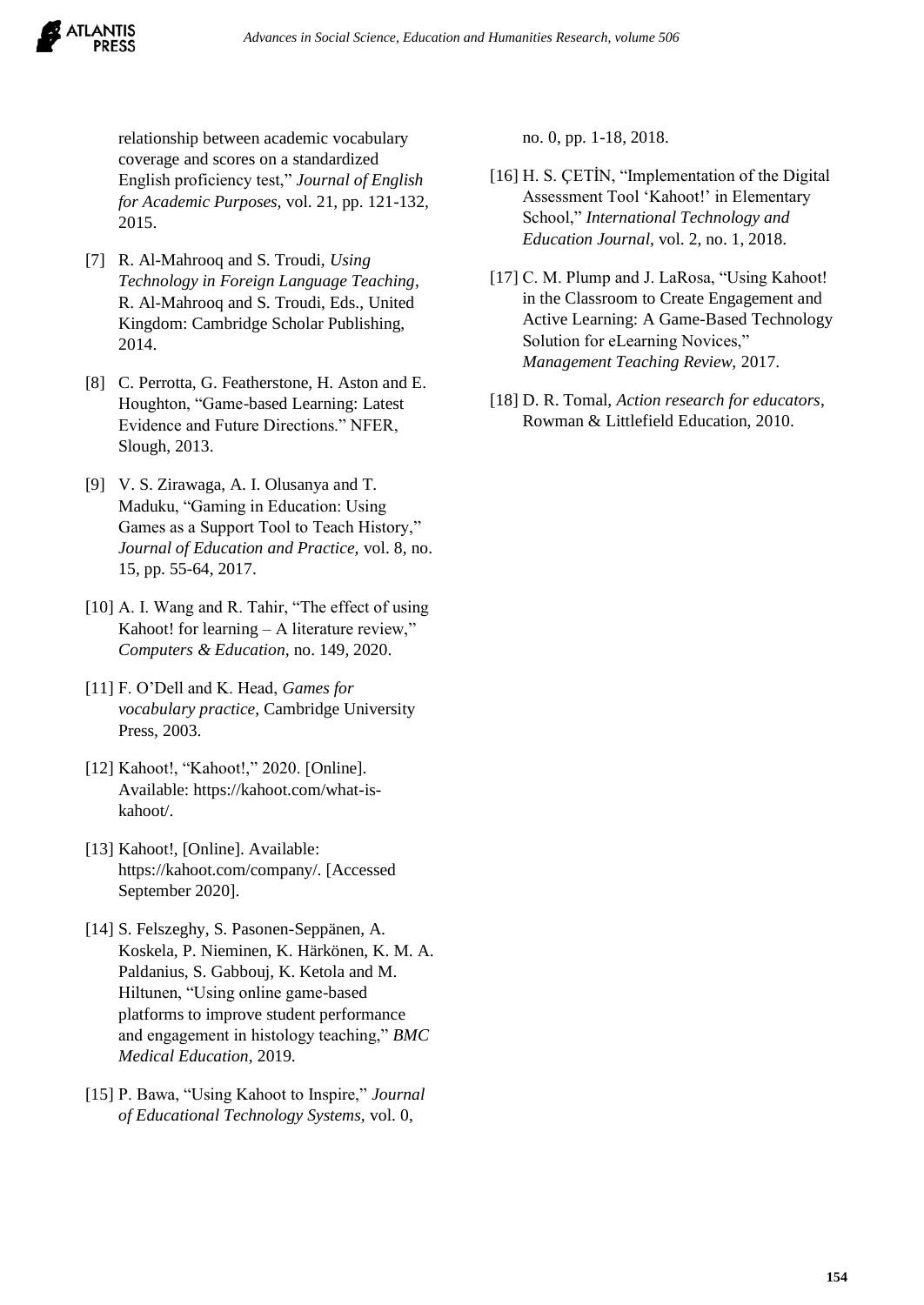relationship between academic vocabulary coverage and scores on a standardized English proficiency test," *Journal of English for Academic Purposes*, vol. 21, pp. 121-132, 2015.

[7] R. Al-Mahrooq and S. Troudi, *Using Technology in Foreign Language Teaching*, R. Al-Mahrooq and S. Troudi, Eds., United Kingdom: Cambridge Scholar Publishing, 2014.

[8] C. Perrotta, G. Featherstone, H. Aston and E. Houghton, "Game-based Learning: Latest Evidence and Future Directions." NFER, Slough, 2013.

[9] V. S. Zirawaga, A. I. Olusanya and T. Maduku, "Gaming in Education: Using Games as a Support Tool to Teach History," *Journal of Education and Practice,* vol. 8, no. 15, pp. 55-64, 2017.

[10] A. I. Wang and R. Tahir, "The effect of using Kahoot! for learning – A literature review," *Computers & Education,* no. 149, 2020.

[11] F. O'Dell and K. Head, *Games for vocabulary practice*, Cambridge University Press, 2003.

[12] Kahoot!, "Kahoot!," 2020. [Online]. Available: https://kahoot.com/what-is-kahoot/.

[13] Kahoot!, [Online]. Available: https://kahoot.com/company/. [Accessed September 2020].

[14] S. Felszeghy, S. Pasonen-Seppänen, A. Koskela, P. Nieminen, K. Härkönen, K. M. A. Paldanius, S. Gabbouj, K. Ketola and M. Hiltunen, "Using online game-based platforms to improve student performance and engagement in histology teaching," *BMC Medical Education,* 2019.

[15] P. Bawa, "Using Kahoot to Inspire," *Journal of Educational Technology Systems,* vol. 0, no. 0, pp. 1-18, 2018.

[16] H. S. ÇETİN, "Implementation of the Digital Assessment Tool 'Kahoot!' in Elementary School," *International Technology and Education Journal*, vol. 2, no. 1, 2018.

[17] C. M. Plump and J. LaRosa, "Using Kahoot! in the Classroom to Create Engagement and Active Learning: A Game-Based Technology Solution for eLearning Novices," *Management Teaching Review,* 2017.

[18] D. R. Tomal, *Action research for educators*, Rowman & Littlefield Education, 2010.